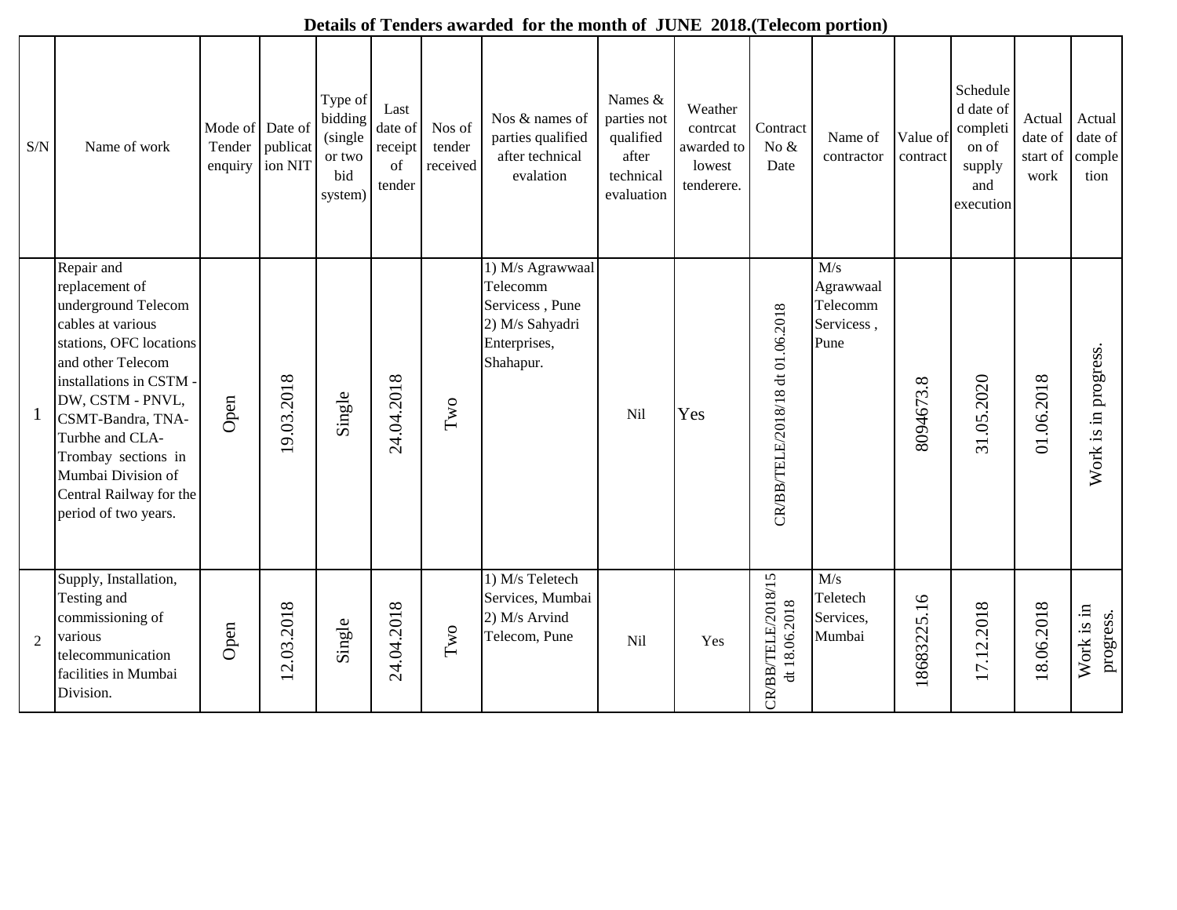**Details of Tenders awarded for the month of JUNE 2018.(Telecom portion)**

| S/N | Name of work | Mode of Tender enquiry | Date of publication NIT | Type of bidding (single or two bid system) | Last date of receipt of tender | Nos of tender received | Nos & names of parties qualified after technical evalation | Names & parties not qualified after technical evaluation | Weather contrcat awarded to lowest tenderere. | Contract No & Date | Name of contractor | Value of contract | Scheduled date of completion of supply and execution | Actual date of start of work | Actual date of completion |
|---|---|---|---|---|---|---|---|---|---|---|---|---|---|---|---|
| 1 | Repair and replacement of underground Telecom cables at various stations, OFC locations and other Telecom installations in CSTM - DW, CSTM - PNVL, CSMT-Bandra, TNA-Turbhe and CLA-Trombay sections in Mumbai Division of Central Railway for the period of two years. | Open | 19.03.2018 | Single | 24.04.2018 | Two | 1) M/s Agrawwaal Telecomm Servicess , Pune 2) M/s Sahyadri Enterprises, Shahapur. | Nil | Yes | CR/BB/TELE/2018/18 dt 01.06.2018 | M/s Agrawwaal Telecomm Servicess , Pune | 8094673.8 | 31.05.2020 | 01.06.2018 | Work is in progress. |
| 2 | Supply, Installation, Testing and commissioning of various telecommunication facilities in Mumbai Division. | Open | 12.03.2018 | Single | 24.04.2018 | Two | 1) M/s Teletech Services, Mumbai 2) M/s Arvind Telecom, Pune | Nil | Yes | CR/BB/TELE/2018/15 dt 18.06.2018 | M/s Teletech Services, Mumbai | 18683225.16 | 17.12.2018 | 18.06.2018 | Work is in progress. |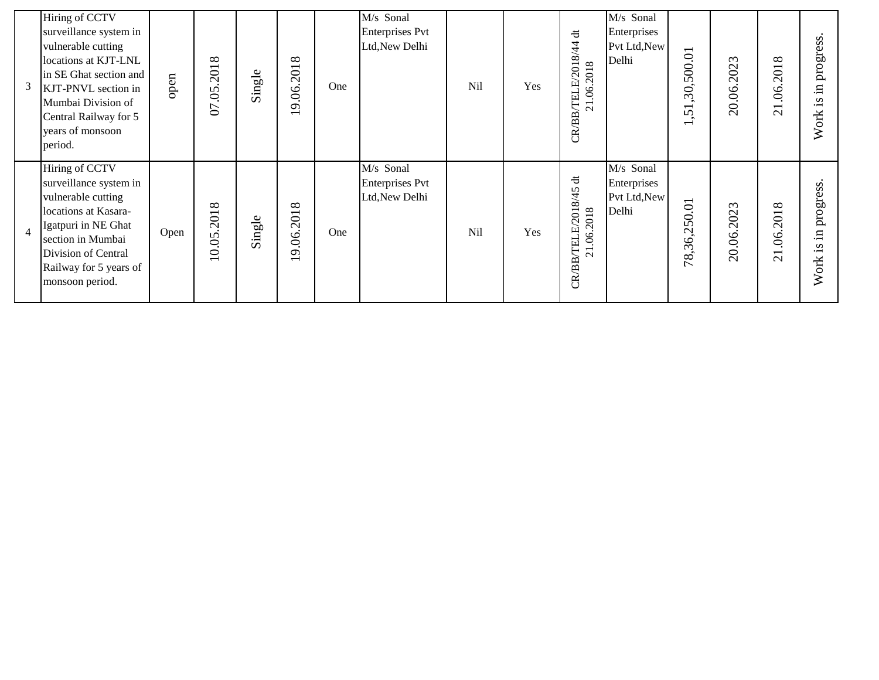| | | | | | | | | | | | | | | | |
|---|---|---|---|---|---|---|---|---|---|---|---|---|---|---|---|
| 3 | Hiring of CCTV surveillance system in vulnerable cutting locations at KJT-LNL in SE Ghat section and KJT-PNVL section in Mumbai Division of Central Railway for 5 years of monsoon period. | open | 07.05.2018 | Single | 19.06.2018 | One | M/s Sonal Enterprises Pvt Ltd,New Delhi | Nil | Yes | CR/BB/TELE/2018/44 dt 21.06.2018 | M/s Sonal Enterprises Pvt Ltd,New Delhi | 1,51,30,500.01 | 20.06.2023 | 21.06.2018 | Work is in progress. |
| 4 | Hiring of CCTV surveillance system in vulnerable cutting locations at Kasara-Igatpuri in NE Ghat section in Mumbai Division of Central Railway for 5 years of monsoon period. | Open | 10.05.2018 | Single | 19.06.2018 | One | M/s Sonal Enterprises Pvt Ltd,New Delhi | Nil | Yes | CR/BB/TELE/2018/45 dt 21.06.2018 | M/s Sonal Enterprises Pvt Ltd,New Delhi | 78,36,250.01 | 20.06.2023 | 21.06.2018 | Work is in progress. |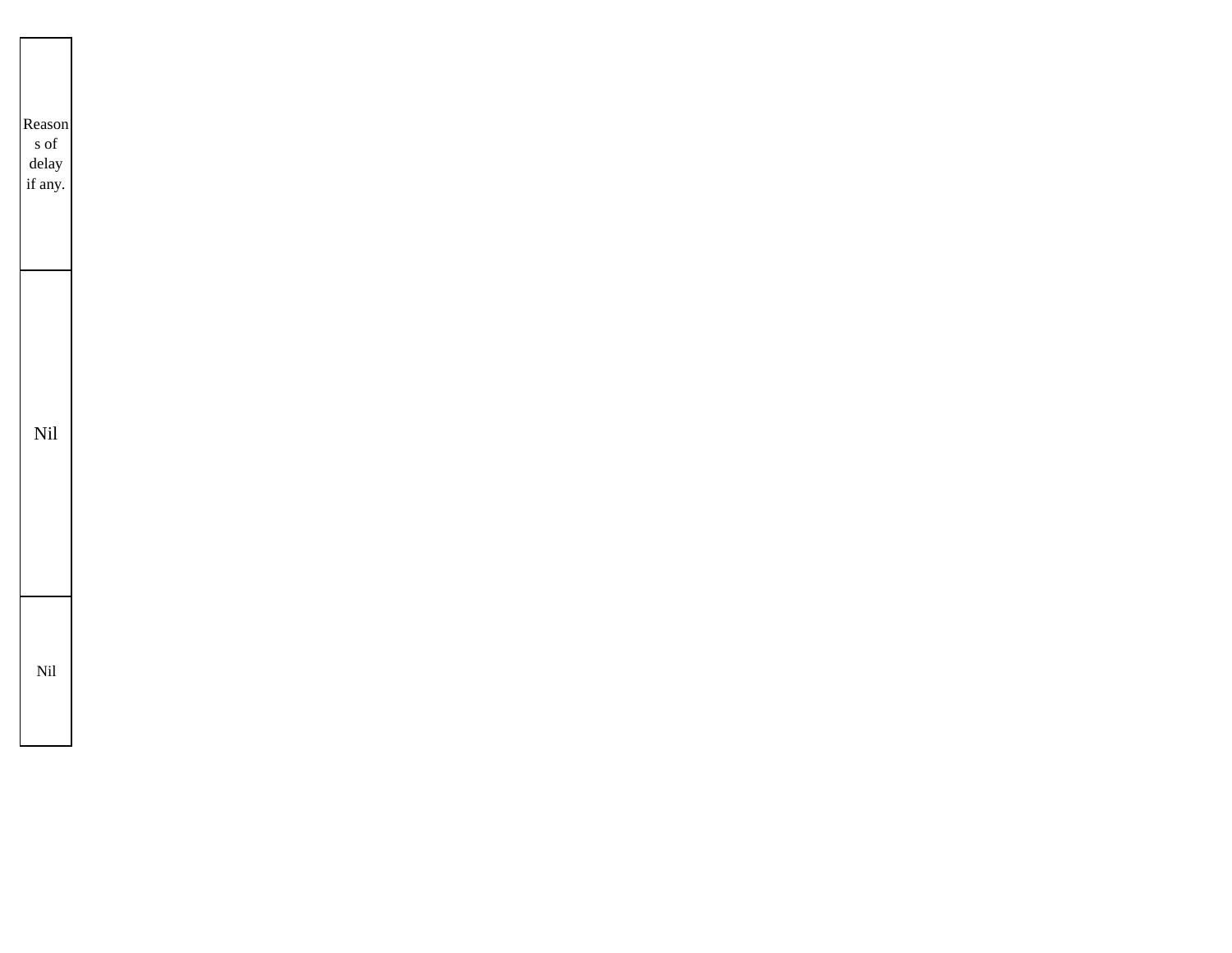| Reasons of delay if any. |
| --- |
| Nil |
| Nil |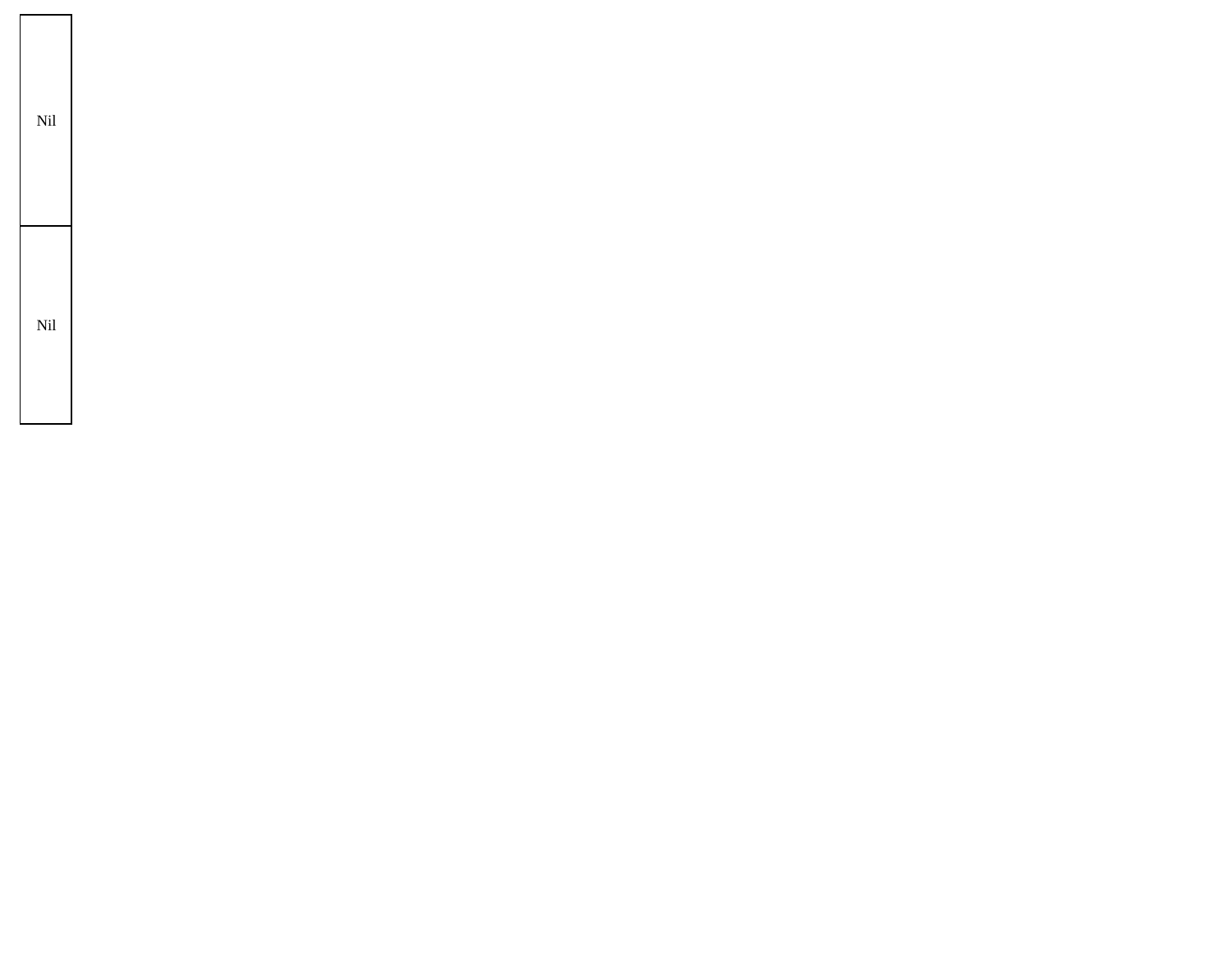| |
|---|
| Nil |
| Nil |